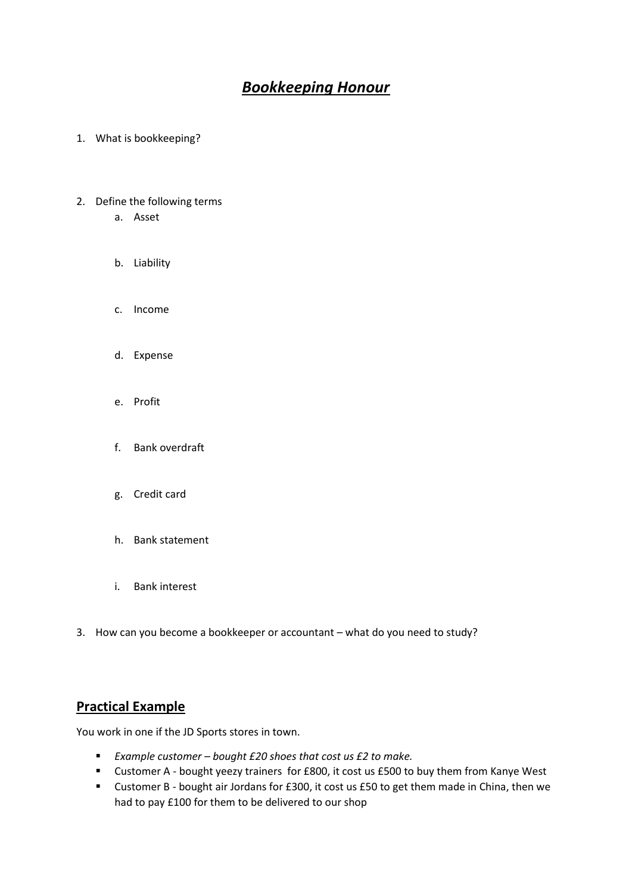# ***Bookkeeping Honour***

1. What is bookkeeping?

2. Define the following terms
   a. Asset
   b. Liability
   c. Income
   d. Expense
   e. Profit
   f. Bank overdraft
   g. Credit card
   h. Bank statement
   i. Bank interest

3. How can you become a bookkeeper or accountant – what do you need to study?

## Practical Example

You work in one if the JD Sports stores in town.

- *Example customer – bought £20 shoes that cost us £2 to make.*
- Customer A - bought yeezy trainers for £800, it cost us £500 to buy them from Kanye West
- Customer B - bought air Jordans for £300, it cost us £50 to get them made in China, then we had to pay £100 for them to be delivered to our shop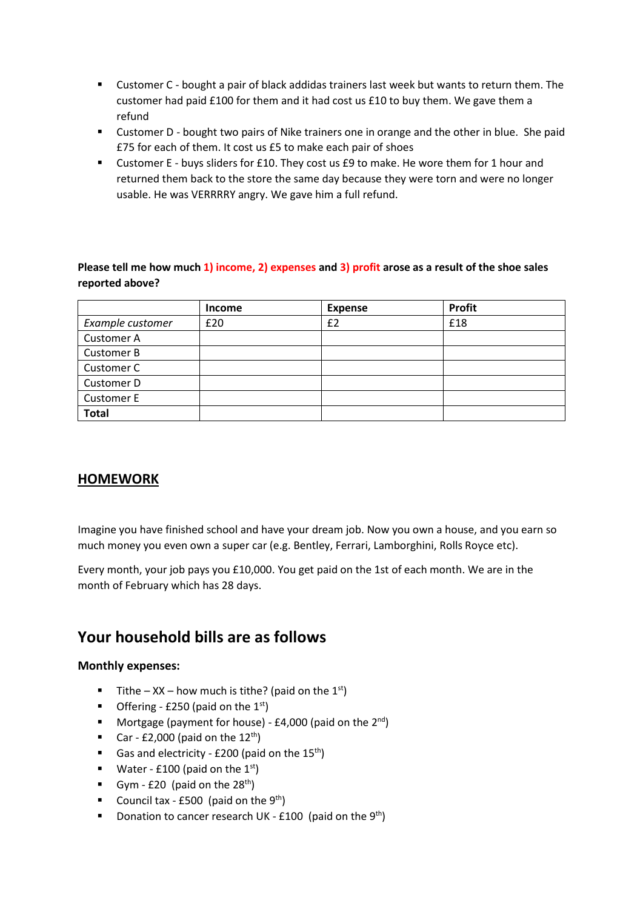- Customer C - bought a pair of black addidas trainers last week but wants to return them. The customer had paid £100 for them and it had cost us £10 to buy them. We gave them a refund
- Customer D - bought two pairs of Nike trainers one in orange and the other in blue. She paid £75 for each of them. It cost us £5 to make each pair of shoes
- Customer E - buys sliders for £10. They cost us £9 to make. He wore them for 1 hour and returned them back to the store the same day because they were torn and were no longer usable. He was VERRRRY angry. We gave him a full refund.

**Please tell me how much 1) income, 2) expenses and 3) profit arose as a result of the shoe sales reported above?**

| | Income | Expense | Profit |
|---|---|---|---|
| *Example customer* | £20 | £2 | £18 |
| Customer A | | | |
| Customer B | | | |
| Customer C | | | |
| Customer D | | | |
| Customer E | | | |
| **Total** | | | |

## HOMEWORK

Imagine you have finished school and have your dream job. Now you own a house, and you earn so much money you even own a super car (e.g. Bentley, Ferrari, Lamborghini, Rolls Royce etc).

Every month, your job pays you £10,000. You get paid on the 1st of each month. We are in the month of February which has 28 days.

## Your household bills are as follows

**Monthly expenses:**

- Tithe – XX – how much is tithe? (paid on the 1st)
- Offering - £250 (paid on the 1st)
- Mortgage (payment for house) - £4,000 (paid on the 2nd)
- Car - £2,000 (paid on the 12th)
- Gas and electricity - £200 (paid on the 15th)
- Water - £100 (paid on the 1st)
- Gym - £20 (paid on the 28th)
- Council tax - £500 (paid on the 9th)
- Donation to cancer research UK - £100 (paid on the 9th)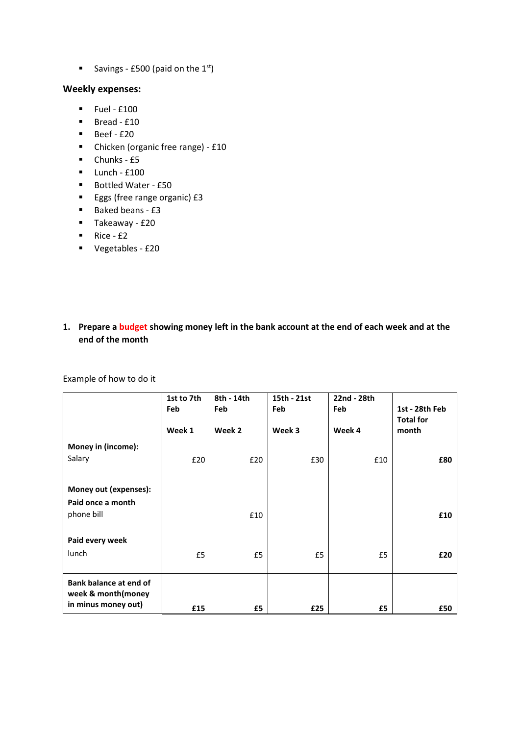- Savings - £500 (paid on the 1st)

**Weekly expenses:**

- Fuel - £100
- Bread - £10
- Beef - £20
- Chicken (organic free range) - £10
- Chunks - £5
- Lunch - £100
- Bottled Water - £50
- Eggs (free range organic) £3
- Baked beans - £3
- Takeaway - £20
- Rice - £2
- Vegetables - £20

1. **Prepare a budget showing money left in the bank account at the end of each week and at the end of the month**

Example of how to do it

| | 1st to 7th Feb<br>Week 1 | 8th - 14th Feb<br>Week 2 | 15th - 21st Feb<br>Week 3 | 22nd - 28th Feb<br>Week 4 | 1st - 28th Feb<br>Total for month |
|---|---|---|---|---|---|
| **Money in (income):** | | | | | |
| Salary | £20 | £20 | £30 | £10 | **£80** |
| **Money out (expenses):** | | | | | |
| **Paid once a month** | | | | | |
| phone bill | | £10 | | | **£10** |
| **Paid every week** | | | | | |
| lunch | £5 | £5 | £5 | £5 | **£20** |
| **Bank balance at end of week & month(money in minus money out)** | **£15** | **£5** | **£25** | **£5** | **£50** |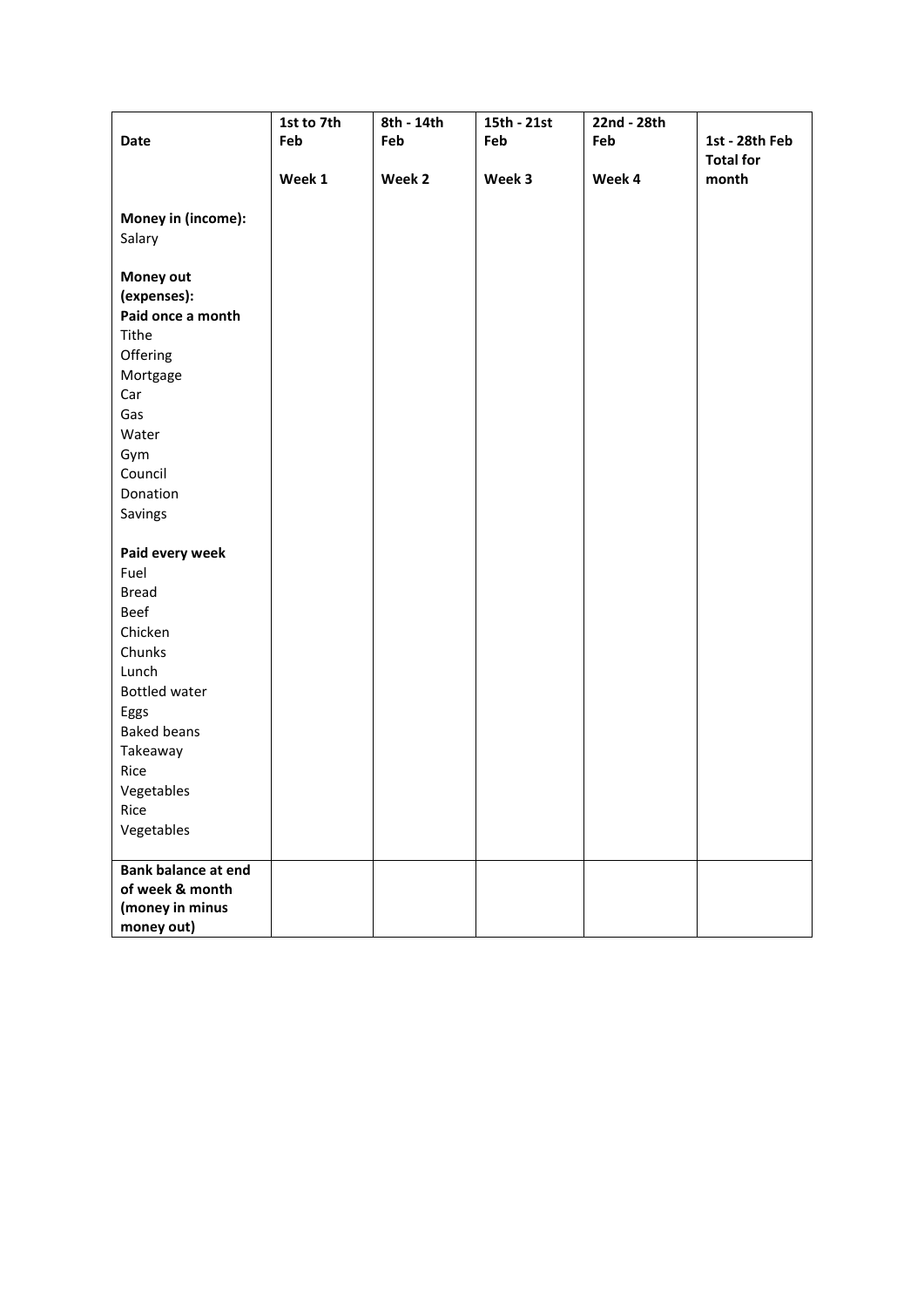| Date | 1st to 7th Feb<br><br>Week 1 | 8th - 14th Feb<br><br>Week 2 | 15th - 21st Feb<br><br>Week 3 | 22nd - 28th Feb<br><br>Week 4 | 1st - 28th Feb<br>Total for month |
|---|---|---|---|---|---|
| **Money in (income):** | | | | | |
| Salary | | | | | |
| | | | | | |
| **Money out (expenses):** | | | | | |
| **Paid once a month** | | | | | |
| Tithe | | | | | |
| Offering | | | | | |
| Mortgage | | | | | |
| Car | | | | | |
| Gas | | | | | |
| Water | | | | | |
| Gym | | | | | |
| Council | | | | | |
| Donation | | | | | |
| Savings | | | | | |
| | | | | | |
| **Paid every week** | | | | | |
| Fuel | | | | | |
| Bread | | | | | |
| Beef | | | | | |
| Chicken | | | | | |
| Chunks | | | | | |
| Lunch | | | | | |
| Bottled water | | | | | |
| Eggs | | | | | |
| Baked beans | | | | | |
| Takeaway | | | | | |
| Rice | | | | | |
| Vegetables | | | | | |
| Rice | | | | | |
| Vegetables | | | | | |
| **Bank balance at end of week & month (money in minus money out)** | | | | | |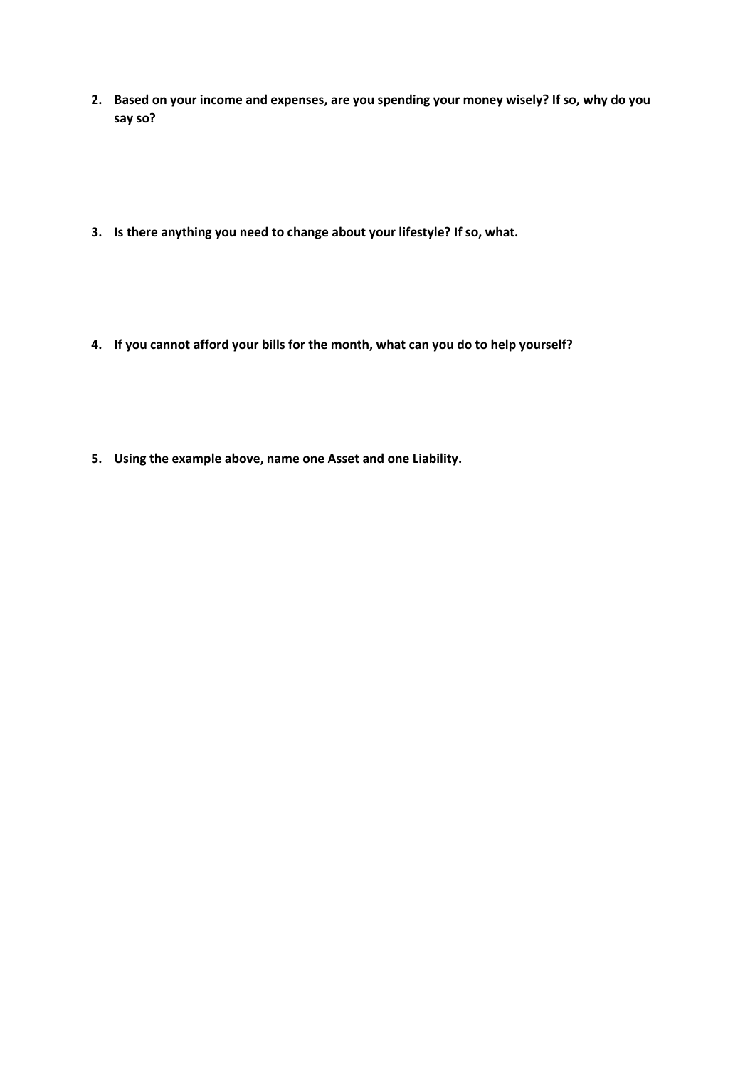2. **Based on your income and expenses, are you spending your money wisely? If so, why do you say so?**

3. **Is there anything you need to change about your lifestyle? If so, what.**

4. **If you cannot afford your bills for the month, what can you do to help yourself?**

5. **Using the example above, name one Asset and one Liability.**